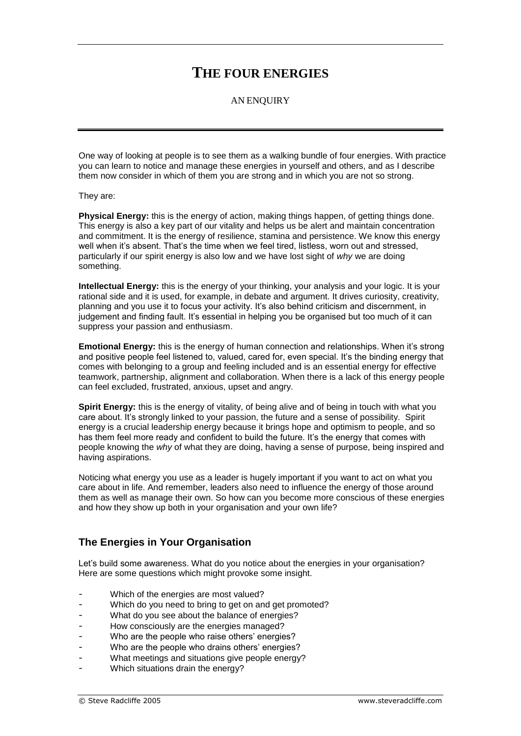# THE FOUR ENERGIES

AN ENQUIRY

One way of looking at people is to see them as a walking bundle of four energies. With practice you can learn to notice and manage these energies in yourself and others, and as I describe them now consider in which of them you are strong and in which you are not so strong.

They are:

**Physical Energy:** this is the energy of action, making things happen, of getting things done. This energy is also a key part of our vitality and helps us be alert and maintain concentration and commitment. It is the energy of resilience, stamina and persistence. We know this energy well when it's absent. That's the time when we feel tired, listless, worn out and stressed, particularly if our spirit energy is also low and we have lost sight of *why* we are doing something.

**Intellectual Energy:** this is the energy of your thinking, your analysis and your logic. It is your rational side and it is used, for example, in debate and argument. It drives curiosity, creativity, planning and you use it to focus your activity. It's also behind criticism and discernment, in judgement and finding fault. It's essential in helping you be organised but too much of it can suppress your passion and enthusiasm.

**Emotional Energy:** this is the energy of human connection and relationships. When it's strong and positive people feel listened to, valued, cared for, even special. It's the binding energy that comes with belonging to a group and feeling included and is an essential energy for effective teamwork, partnership, alignment and collaboration. When there is a lack of this energy people can feel excluded, frustrated, anxious, upset and angry.

**Spirit Energy:** this is the energy of vitality, of being alive and of being in touch with what you care about. It's strongly linked to your passion, the future and a sense of possibility. Spirit energy is a crucial leadership energy because it brings hope and optimism to people, and so has them feel more ready and confident to build the future. It's the energy that comes with people knowing the *why* of what they are doing, having a sense of purpose, being inspired and having aspirations.

Noticing what energy you use as a leader is hugely important if you want to act on what you care about in life. And remember, leaders also need to influence the energy of those around them as well as manage their own. So how can you become more conscious of these energies and how they show up both in your organisation and your own life?

## The Energies in Your Organisation

Let's build some awareness. What do you notice about the energies in your organisation? Here are some questions which might provoke some insight.

- Which of the energies are most valued?
- Which do you need to bring to get on and get promoted?
- What do you see about the balance of energies?
- How consciously are the energies managed?
- Who are the people who raise others' energies?
- Who are the people who drains others' energies?
- What meetings and situations give people energy?
- Which situations drain the energy?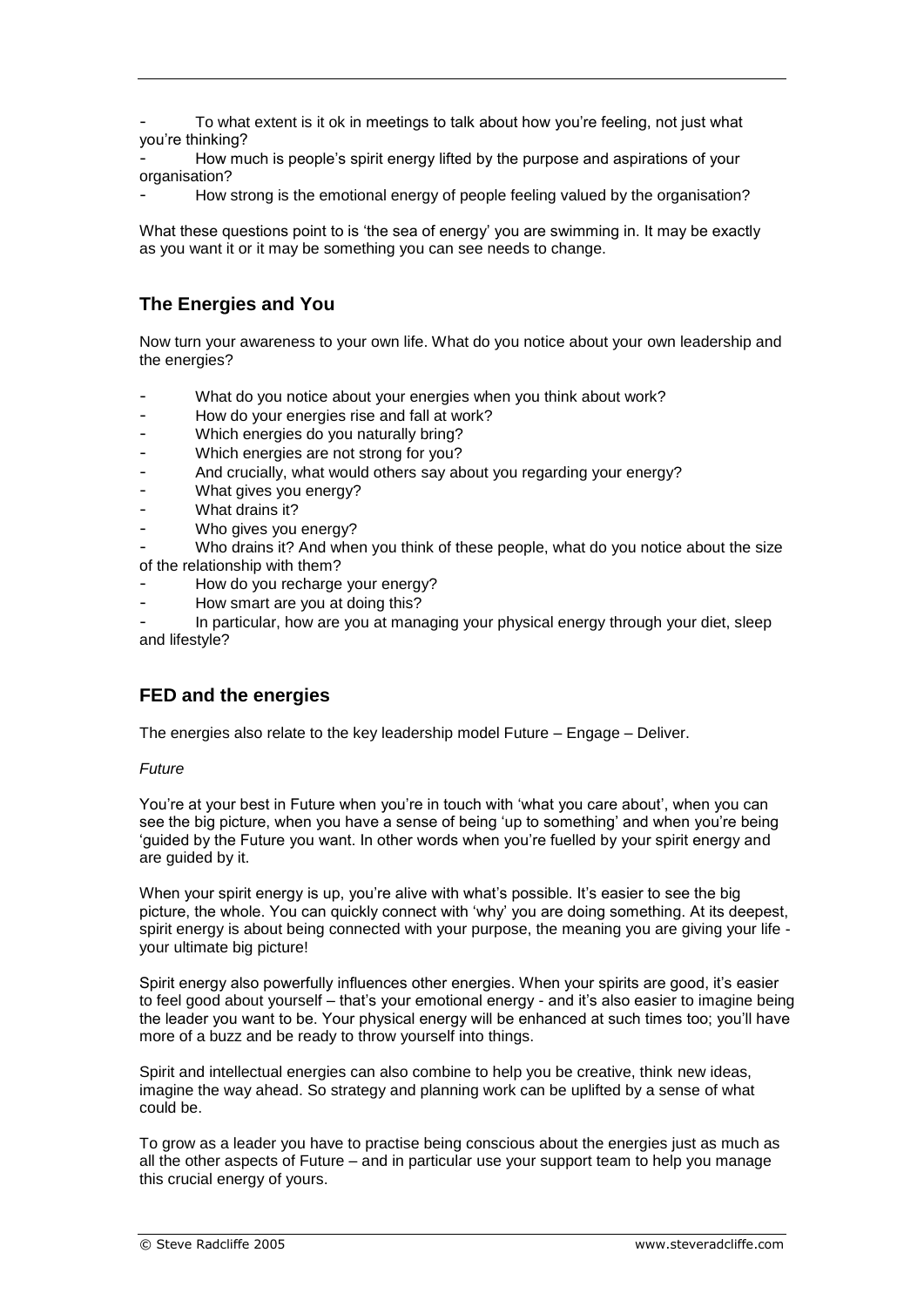- To what extent is it ok in meetings to talk about how you're feeling, not just what you're thinking?
- How much is people's spirit energy lifted by the purpose and aspirations of your organisation?
- How strong is the emotional energy of people feeling valued by the organisation?

What these questions point to is 'the sea of energy' you are swimming in. It may be exactly as you want it or it may be something you can see needs to change.

## The Energies and You

Now turn your awareness to your own life. What do you notice about your own leadership and the energies?

- What do you notice about your energies when you think about work?
- How do your energies rise and fall at work?
- Which energies do you naturally bring?
- Which energies are not strong for you?
- And crucially, what would others say about you regarding your energy?
- What gives you energy?
- What drains it?
- Who gives you energy?
- Who drains it? And when you think of these people, what do you notice about the size of the relationship with them?
- How do you recharge your energy?
- How smart are you at doing this?
- In particular, how are you at managing your physical energy through your diet, sleep and lifestyle?

## FED and the energies

The energies also relate to the key leadership model Future – Engage – Deliver.

*Future*

You're at your best in Future when you're in touch with 'what you care about', when you can see the big picture, when you have a sense of being 'up to something' and when you're being 'guided by the Future you want. In other words when you're fuelled by your spirit energy and are guided by it.

When your spirit energy is up, you're alive with what's possible. It's easier to see the big picture, the whole. You can quickly connect with 'why' you are doing something. At its deepest, spirit energy is about being connected with your purpose, the meaning you are giving your life - your ultimate big picture!

Spirit energy also powerfully influences other energies. When your spirits are good, it's easier to feel good about yourself – that's your emotional energy - and it's also easier to imagine being the leader you want to be. Your physical energy will be enhanced at such times too; you'll have more of a buzz and be ready to throw yourself into things.

Spirit and intellectual energies can also combine to help you be creative, think new ideas, imagine the way ahead. So strategy and planning work can be uplifted by a sense of what could be.

To grow as a leader you have to practise being conscious about the energies just as much as all the other aspects of Future – and in particular use your support team to help you manage this crucial energy of yours.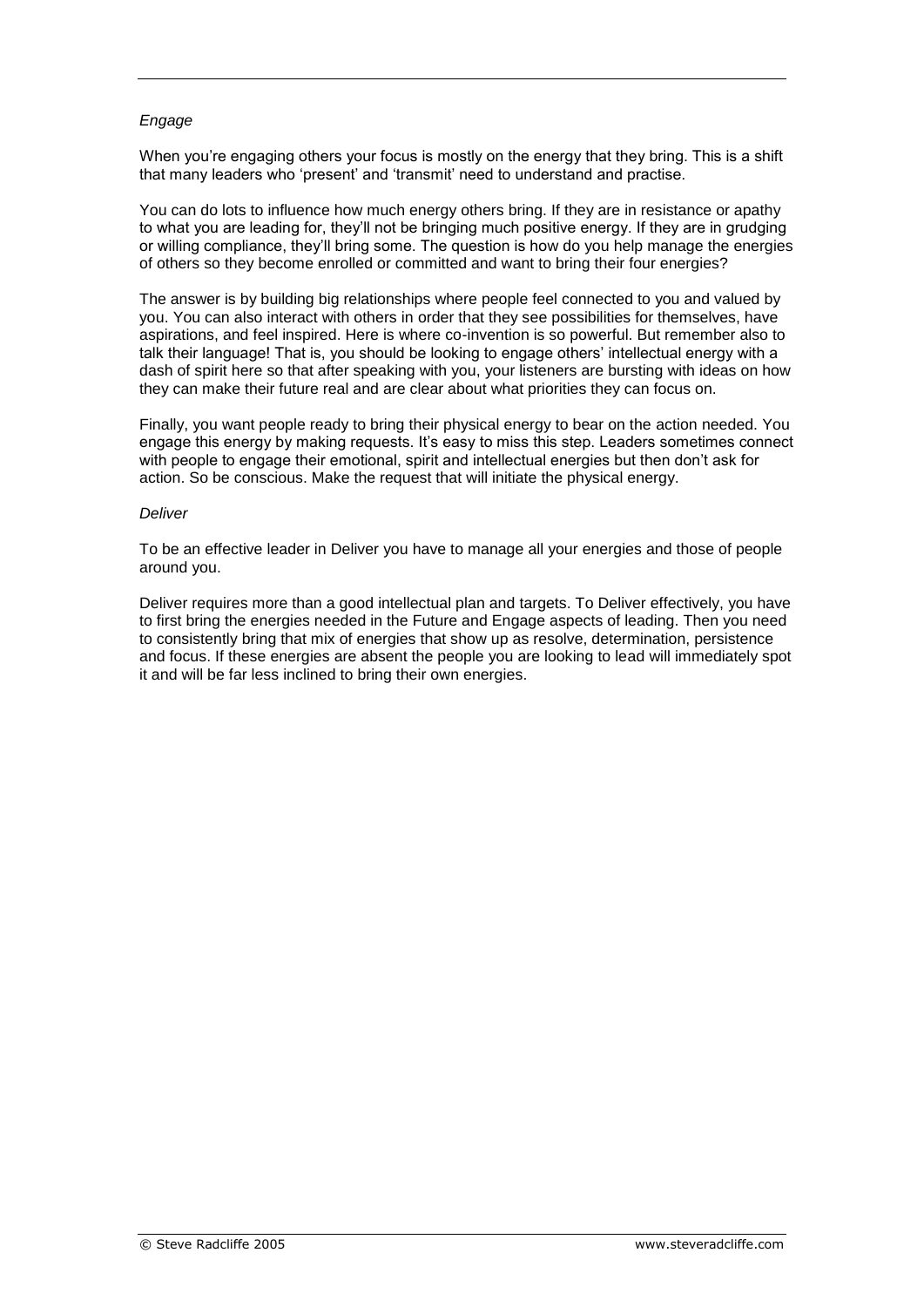*Engage*

When you're engaging others your focus is mostly on the energy that they bring. This is a shift that many leaders who 'present' and 'transmit' need to understand and practise.

You can do lots to influence how much energy others bring. If they are in resistance or apathy to what you are leading for, they'll not be bringing much positive energy. If they are in grudging or willing compliance, they'll bring some. The question is how do you help manage the energies of others so they become enrolled or committed and want to bring their four energies?

The answer is by building big relationships where people feel connected to you and valued by you. You can also interact with others in order that they see possibilities for themselves, have aspirations, and feel inspired. Here is where co-invention is so powerful. But remember also to talk their language! That is, you should be looking to engage others' intellectual energy with a dash of spirit here so that after speaking with you, your listeners are bursting with ideas on how they can make their future real and are clear about what priorities they can focus on.

Finally, you want people ready to bring their physical energy to bear on the action needed. You engage this energy by making requests. It's easy to miss this step. Leaders sometimes connect with people to engage their emotional, spirit and intellectual energies but then don't ask for action. So be conscious. Make the request that will initiate the physical energy.

*Deliver*

To be an effective leader in Deliver you have to manage all your energies and those of people around you.

Deliver requires more than a good intellectual plan and targets. To Deliver effectively, you have to first bring the energies needed in the Future and Engage aspects of leading. Then you need to consistently bring that mix of energies that show up as resolve, determination, persistence and focus. If these energies are absent the people you are looking to lead will immediately spot it and will be far less inclined to bring their own energies.